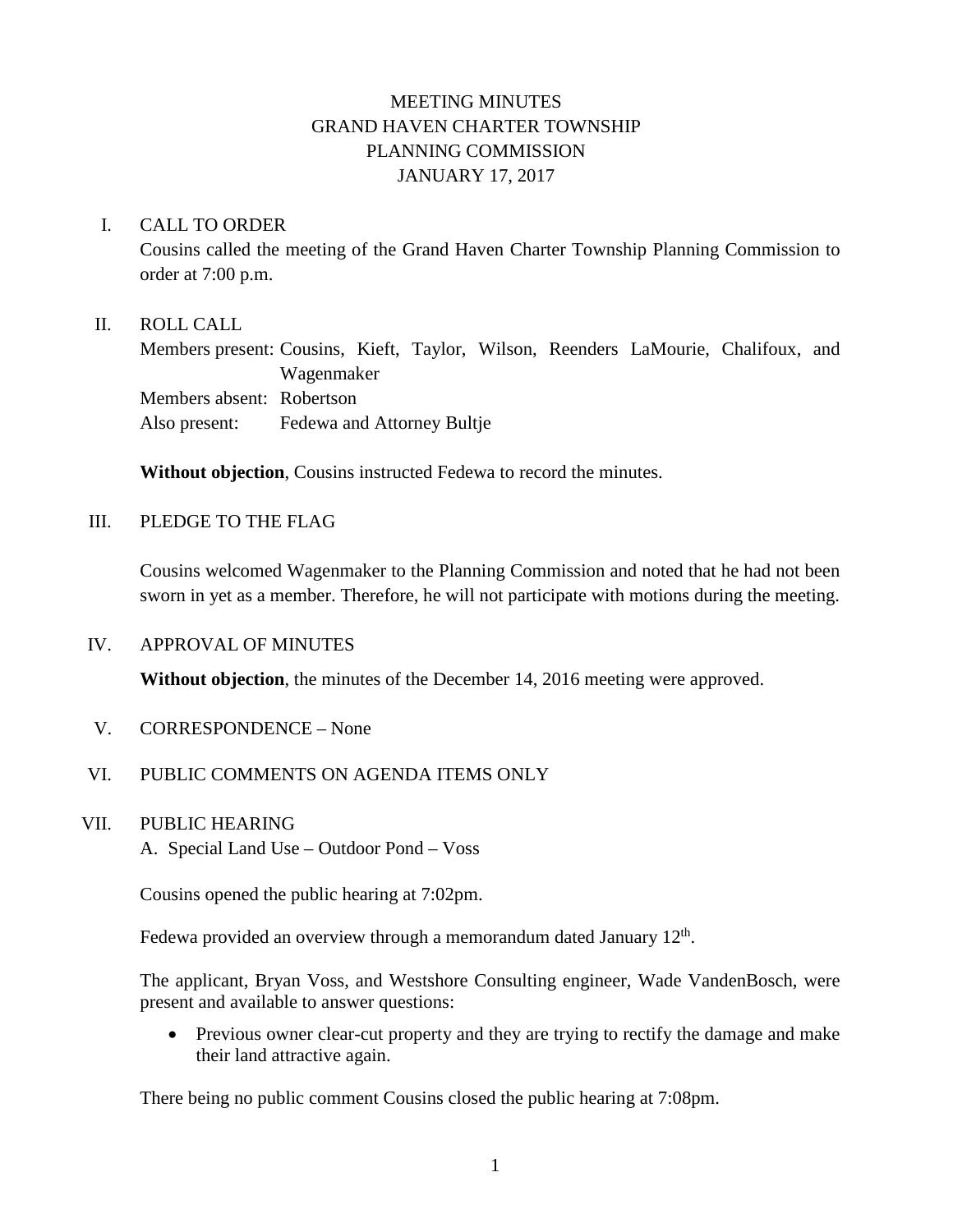# MEETING MINUTES
# GRAND HAVEN CHARTER TOWNSHIP
# PLANNING COMMISSION
# JANUARY 17, 2017

## I. CALL TO ORDER

Cousins called the meeting of the Grand Haven Charter Township Planning Commission to order at 7:00 p.m.

## II. ROLL CALL

Members present: Cousins, Kieft, Taylor, Wilson, Reenders LaMourie, Chalifoux, and Wagenmaker
Members absent: Robertson
Also present: Fedewa and Attorney Bultje

**Without objection**, Cousins instructed Fedewa to record the minutes.

## III. PLEDGE TO THE FLAG

Cousins welcomed Wagenmaker to the Planning Commission and noted that he had not been sworn in yet as a member. Therefore, he will not participate with motions during the meeting.

## IV. APPROVAL OF MINUTES

**Without objection**, the minutes of the December 14, 2016 meeting were approved.

## V. CORRESPONDENCE – None

## VI. PUBLIC COMMENTS ON AGENDA ITEMS ONLY

## VII. PUBLIC HEARING

A. Special Land Use – Outdoor Pond – Voss

Cousins opened the public hearing at 7:02pm.

Fedewa provided an overview through a memorandum dated January 12th.

The applicant, Bryan Voss, and Westshore Consulting engineer, Wade VandenBosch, were present and available to answer questions:

- Previous owner clear-cut property and they are trying to rectify the damage and make their land attractive again.

There being no public comment Cousins closed the public hearing at 7:08pm.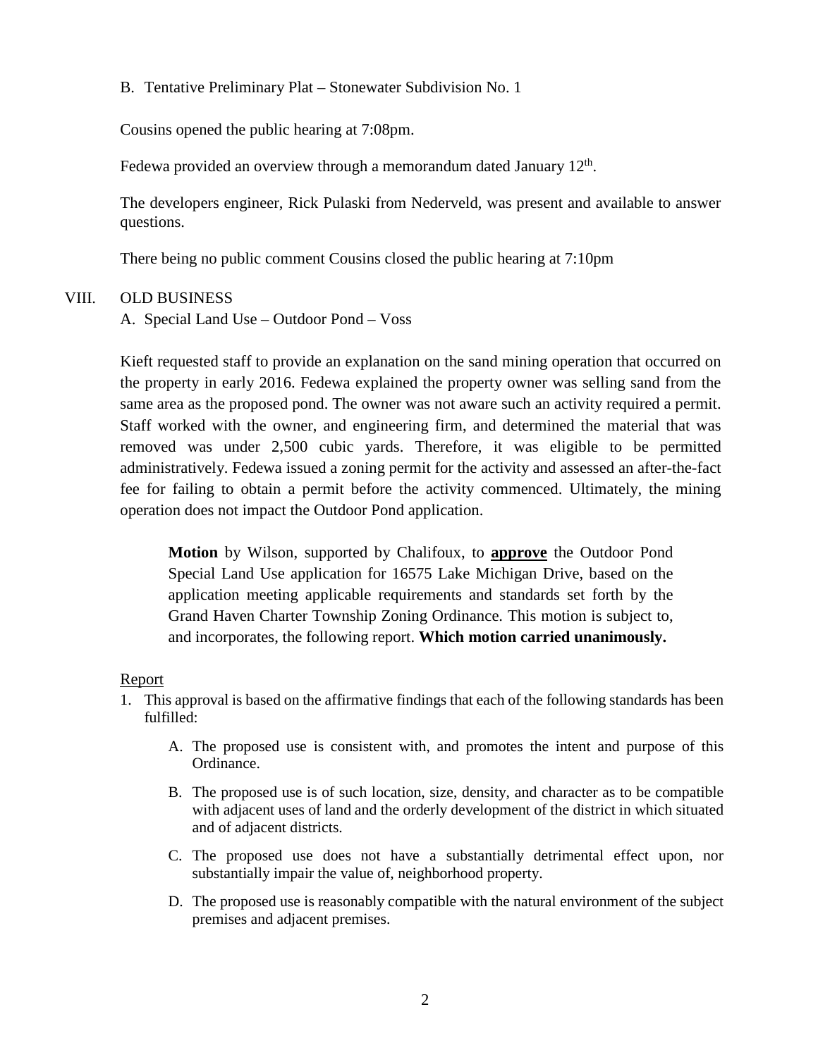B. Tentative Preliminary Plat – Stonewater Subdivision No. 1

Cousins opened the public hearing at 7:08pm.

Fedewa provided an overview through a memorandum dated January 12th.

The developers engineer, Rick Pulaski from Nederveld, was present and available to answer questions.

There being no public comment Cousins closed the public hearing at 7:10pm

VIII. OLD BUSINESS

A. Special Land Use – Outdoor Pond – Voss

Kieft requested staff to provide an explanation on the sand mining operation that occurred on the property in early 2016. Fedewa explained the property owner was selling sand from the same area as the proposed pond. The owner was not aware such an activity required a permit. Staff worked with the owner, and engineering firm, and determined the material that was removed was under 2,500 cubic yards. Therefore, it was eligible to be permitted administratively. Fedewa issued a zoning permit for the activity and assessed an after-the-fact fee for failing to obtain a permit before the activity commenced. Ultimately, the mining operation does not impact the Outdoor Pond application.

> **Motion** by Wilson, supported by Chalifoux, to **approve** the Outdoor Pond Special Land Use application for 16575 Lake Michigan Drive, based on the application meeting applicable requirements and standards set forth by the Grand Haven Charter Township Zoning Ordinance. This motion is subject to, and incorporates, the following report. **Which motion carried unanimously.**

Report

1. This approval is based on the affirmative findings that each of the following standards has been fulfilled:

   A. The proposed use is consistent with, and promotes the intent and purpose of this Ordinance.

   B. The proposed use is of such location, size, density, and character as to be compatible with adjacent uses of land and the orderly development of the district in which situated and of adjacent districts.

   C. The proposed use does not have a substantially detrimental effect upon, nor substantially impair the value of, neighborhood property.

   D. The proposed use is reasonably compatible with the natural environment of the subject premises and adjacent premises.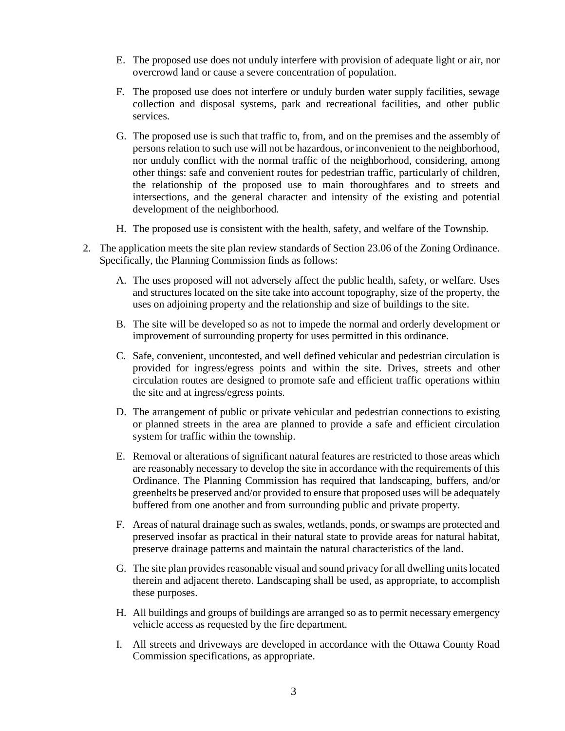E. The proposed use does not unduly interfere with provision of adequate light or air, nor overcrowd land or cause a severe concentration of population.

F. The proposed use does not interfere or unduly burden water supply facilities, sewage collection and disposal systems, park and recreational facilities, and other public services.

G. The proposed use is such that traffic to, from, and on the premises and the assembly of persons relation to such use will not be hazardous, or inconvenient to the neighborhood, nor unduly conflict with the normal traffic of the neighborhood, considering, among other things: safe and convenient routes for pedestrian traffic, particularly of children, the relationship of the proposed use to main thoroughfares and to streets and intersections, and the general character and intensity of the existing and potential development of the neighborhood.

H. The proposed use is consistent with the health, safety, and welfare of the Township.

2. The application meets the site plan review standards of Section 23.06 of the Zoning Ordinance. Specifically, the Planning Commission finds as follows:

   A. The uses proposed will not adversely affect the public health, safety, or welfare. Uses and structures located on the site take into account topography, size of the property, the uses on adjoining property and the relationship and size of buildings to the site.

   B. The site will be developed so as not to impede the normal and orderly development or improvement of surrounding property for uses permitted in this ordinance.

   C. Safe, convenient, uncontested, and well defined vehicular and pedestrian circulation is provided for ingress/egress points and within the site. Drives, streets and other circulation routes are designed to promote safe and efficient traffic operations within the site and at ingress/egress points.

   D. The arrangement of public or private vehicular and pedestrian connections to existing or planned streets in the area are planned to provide a safe and efficient circulation system for traffic within the township.

   E. Removal or alterations of significant natural features are restricted to those areas which are reasonably necessary to develop the site in accordance with the requirements of this Ordinance. The Planning Commission has required that landscaping, buffers, and/or greenbelts be preserved and/or provided to ensure that proposed uses will be adequately buffered from one another and from surrounding public and private property.

   F. Areas of natural drainage such as swales, wetlands, ponds, or swamps are protected and preserved insofar as practical in their natural state to provide areas for natural habitat, preserve drainage patterns and maintain the natural characteristics of the land.

   G. The site plan provides reasonable visual and sound privacy for all dwelling units located therein and adjacent thereto. Landscaping shall be used, as appropriate, to accomplish these purposes.

   H. All buildings and groups of buildings are arranged so as to permit necessary emergency vehicle access as requested by the fire department.

   I. All streets and driveways are developed in accordance with the Ottawa County Road Commission specifications, as appropriate.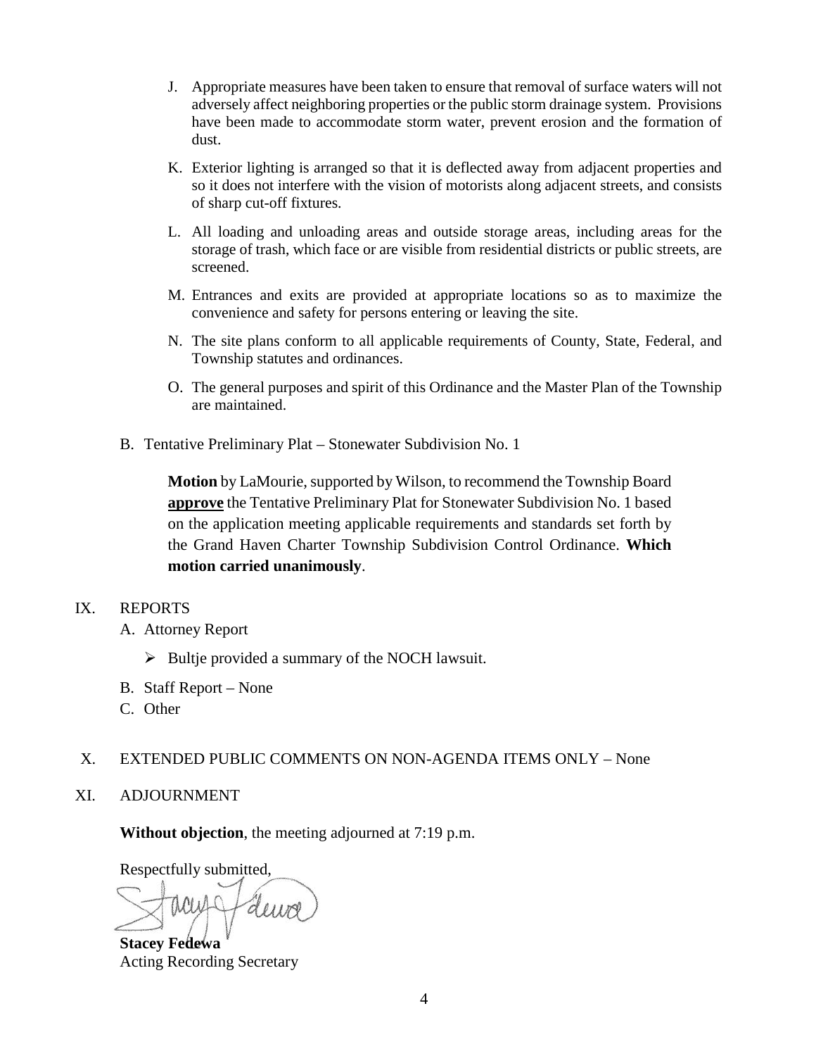J. Appropriate measures have been taken to ensure that removal of surface waters will not adversely affect neighboring properties or the public storm drainage system. Provisions have been made to accommodate storm water, prevent erosion and the formation of dust.

K. Exterior lighting is arranged so that it is deflected away from adjacent properties and so it does not interfere with the vision of motorists along adjacent streets, and consists of sharp cut-off fixtures.

L. All loading and unloading areas and outside storage areas, including areas for the storage of trash, which face or are visible from residential districts or public streets, are screened.

M. Entrances and exits are provided at appropriate locations so as to maximize the convenience and safety for persons entering or leaving the site.

N. The site plans conform to all applicable requirements of County, State, Federal, and Township statutes and ordinances.

O. The general purposes and spirit of this Ordinance and the Master Plan of the Township are maintained.

B. Tentative Preliminary Plat – Stonewater Subdivision No. 1

**Motion** by LaMourie, supported by Wilson, to recommend the Township Board **approve** the Tentative Preliminary Plat for Stonewater Subdivision No. 1 based on the application meeting applicable requirements and standards set forth by the Grand Haven Charter Township Subdivision Control Ordinance. **Which motion carried unanimously**.

IX. REPORTS

A. Attorney Report

- Bultje provided a summary of the NOCH lawsuit.

B. Staff Report – None

C. Other

X. EXTENDED PUBLIC COMMENTS ON NON-AGENDA ITEMS ONLY – None

XI. ADJOURNMENT

**Without objection**, the meeting adjourned at 7:19 p.m.

Respectfully submitted,

**Stacey Fedewa**
Acting Recording Secretary